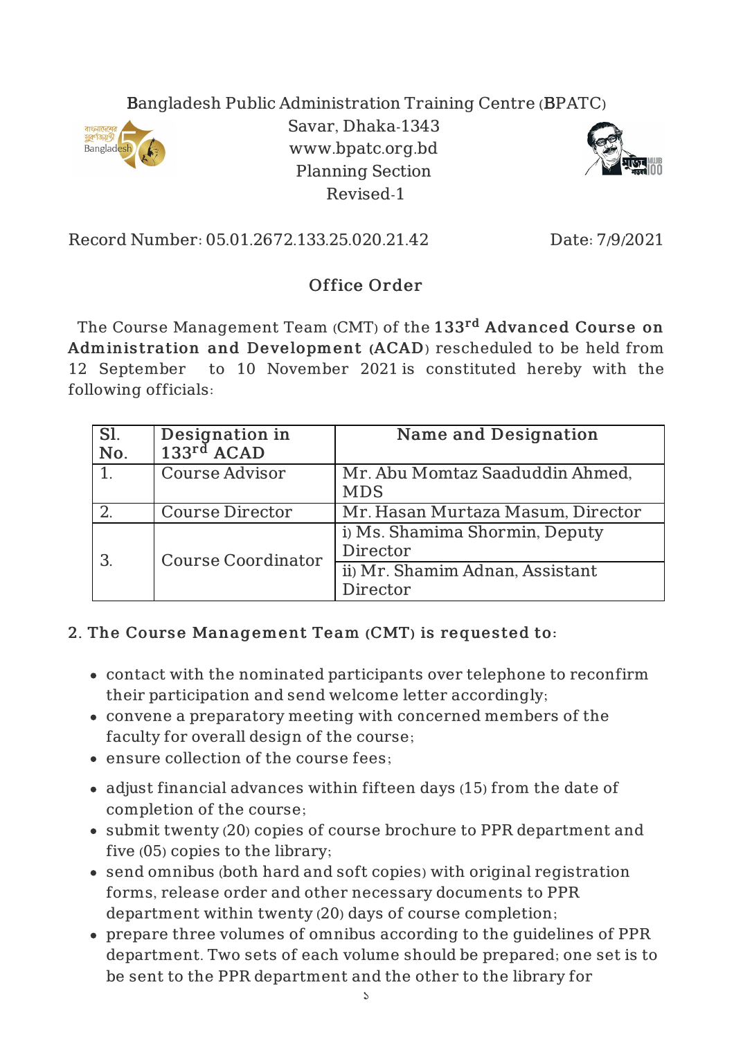Bangladesh Public Administration Training Centre (BPATC)
Savar, Dhaka-1343
www.bpatc.org.bd
Planning Section
Revised-1

Record Number: 05.01.2672.133.25.020.21.42 | Date: 7/9/2021

## Office Order

The Course Management Team (CMT) of the **133rd Advanced Course on Administration and Development (ACAD)** rescheduled to be held from 12 September to 10 November 2021 is constituted hereby with the following officials:

| Sl. No. | Designation in 133rd ACAD | Name and Designation |
|---|---|---|
| 1. | Course Advisor | Mr. Abu Momtaz Saaduddin Ahmed, MDS |
| 2. | Course Director | Mr. Hasan Murtaza Masum, Director |
| 3. | Course Coordinator | i) Ms. Shamima Shormin, Deputy Director |
| | | ii) Mr. Shamim Adnan, Assistant Director |

2. **The Course Management Team (CMT) is requested to:**

- contact with the nominated participants over telephone to reconfirm their participation and send welcome letter accordingly;
- convene a preparatory meeting with concerned members of the faculty for overall design of the course;
- ensure collection of the course fees;
- adjust financial advances within fifteen days (15) from the date of completion of the course;
- submit twenty (20) copies of course brochure to PPR department and five (05) copies to the library;
- send omnibus (both hard and soft copies) with original registration forms, release order and other necessary documents to PPR department within twenty (20) days of course completion;
- prepare three volumes of omnibus according to the guidelines of PPR department. Two sets of each volume should be prepared; one set is to be sent to the PPR department and the other to the library for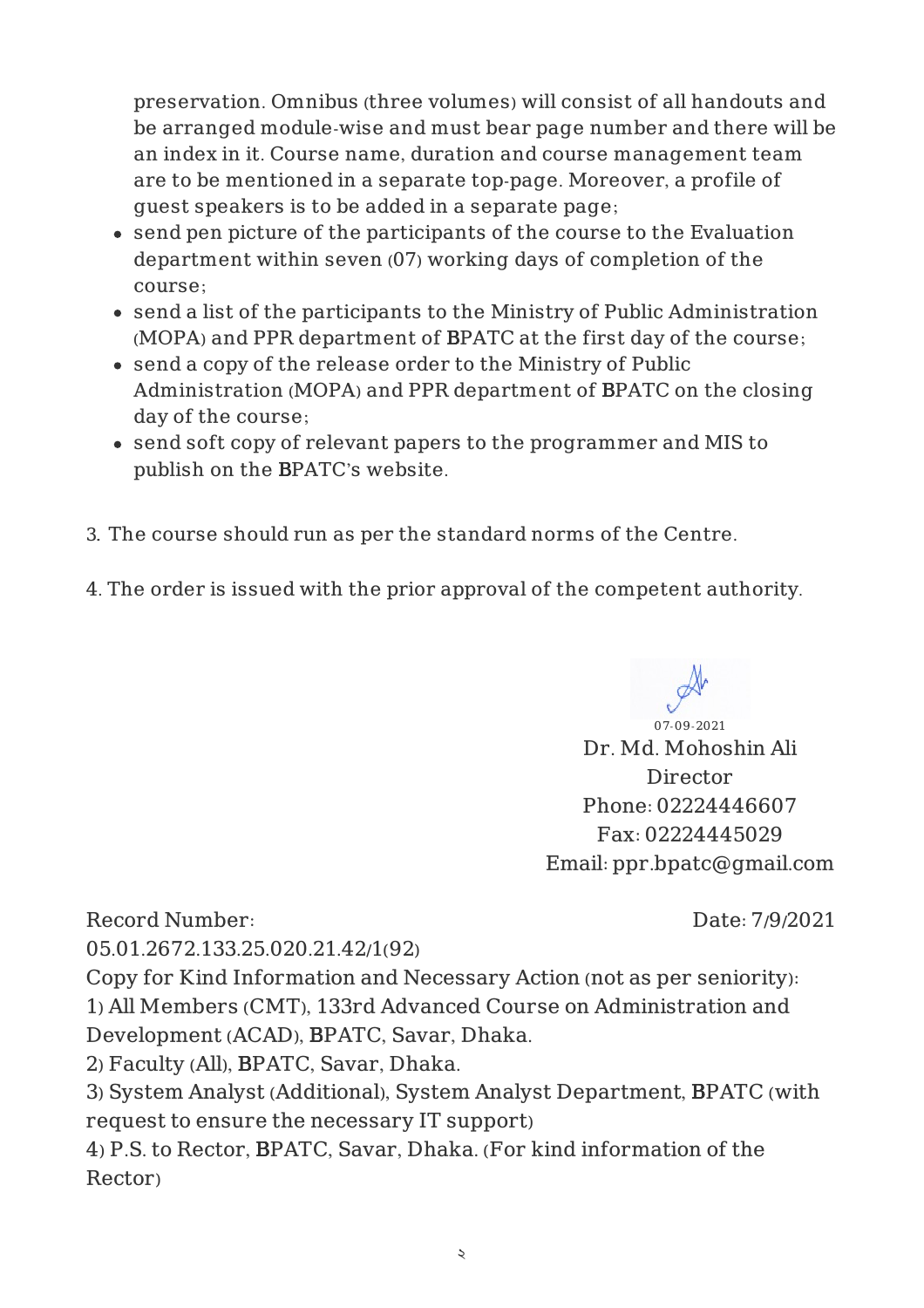preservation. Omnibus (three volumes) will consist of all handouts and be arranged module-wise and must bear page number and there will be an index in it. Course name, duration and course management team are to be mentioned in a separate top-page. Moreover, a profile of guest speakers is to be added in a separate page;

- send pen picture of the participants of the course to the Evaluation department within seven (07) working days of completion of the course;
- send a list of the participants to the Ministry of Public Administration (MOPA) and PPR department of BPATC at the first day of the course;
- send a copy of the release order to the Ministry of Public Administration (MOPA) and PPR department of BPATC on the closing day of the course;
- send soft copy of relevant papers to the programmer and MIS to publish on the BPATC's website.

3. The course should run as per the standard norms of the Centre.

4. The order is issued with the prior approval of the competent authority.

07-09-2021
Dr. Md. Mohoshin Ali
Director
Phone: 02224446607
Fax: 02224445029
Email: ppr.bpatc@gmail.com

Record Number: 05.01.2672.133.25.020.21.42/1(92) Date: 7/9/2021

Copy for Kind Information and Necessary Action (not as per seniority):
1) All Members (CMT), 133rd Advanced Course on Administration and Development (ACAD), BPATC, Savar, Dhaka.
2) Faculty (All), BPATC, Savar, Dhaka.
3) System Analyst (Additional), System Analyst Department, BPATC (with request to ensure the necessary IT support)
4) P.S. to Rector, BPATC, Savar, Dhaka. (For kind information of the Rector)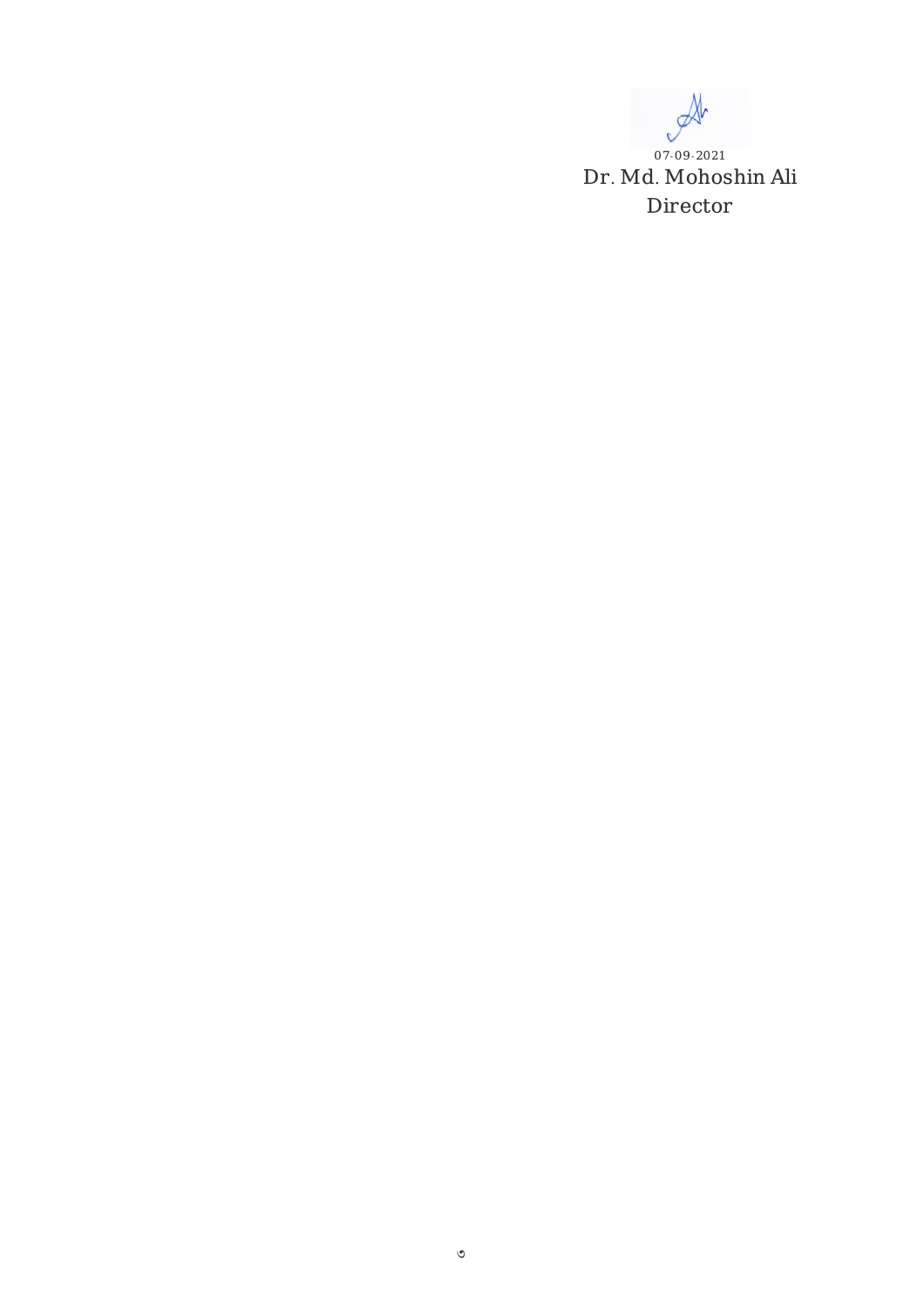07-09-2021
Dr. Md. Mohoshin Ali
Director